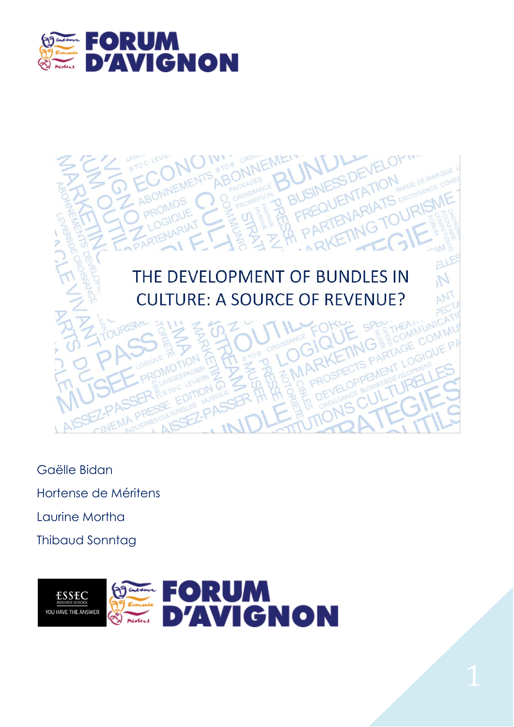FORUM D'AVIGNON

# THE DEVELOPMENT OF BUNDLES IN CULTURE: A SOURCE OF REVENUE?

Gaëlle Bidan

Hortense de Méritens

Laurine Mortha

Thibaud Sonntag

ESSEC BUSINESS SCHOOL YOU HAVE THE ANSWER

FORUM D'AVIGNON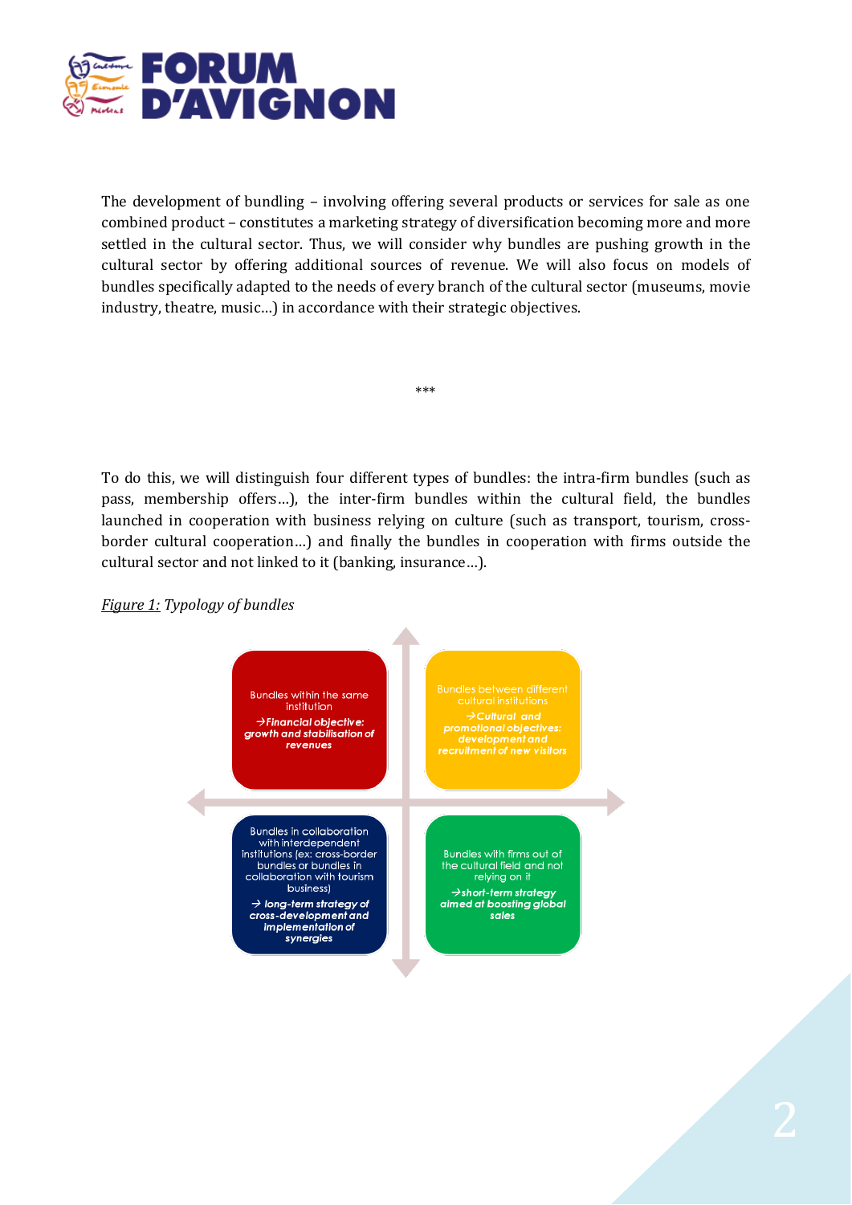The development of bundling – involving offering several products or services for sale as one combined product – constitutes a marketing strategy of diversification becoming more and more settled in the cultural sector. Thus, we will consider why bundles are pushing growth in the cultural sector by offering additional sources of revenue. We will also focus on models of bundles specifically adapted to the needs of every branch of the cultural sector (museums, movie industry, theatre, music…) in accordance with their strategic objectives.

\*\*\*

To do this, we will distinguish four different types of bundles: the intra-firm bundles (such as pass, membership offers…), the inter-firm bundles within the cultural field, the bundles launched in cooperation with business relying on culture (such as transport, tourism, cross-border cultural cooperation…) and finally the bundles in cooperation with firms outside the cultural sector and not linked to it (banking, insurance…).

*Figure 1: Typology of bundles*

| | |
|---|---|
| Bundles within the same institution<br>→ ***Financial objective: growth and stabilisation of revenues*** | Bundles between different cultural institutions<br>→ ***Cultural and promotional objectives: development and recruitment of new visitors*** |
| Bundles in collaboration with interdependent institutions (ex: cross-border bundles or bundles in collaboration with tourism business)<br>→ ***long-term strategy of cross-development and implementation of synergies*** | Bundles with firms out of the cultural field and not relying on it<br>→ ***short-term strategy aimed at boosting global sales*** |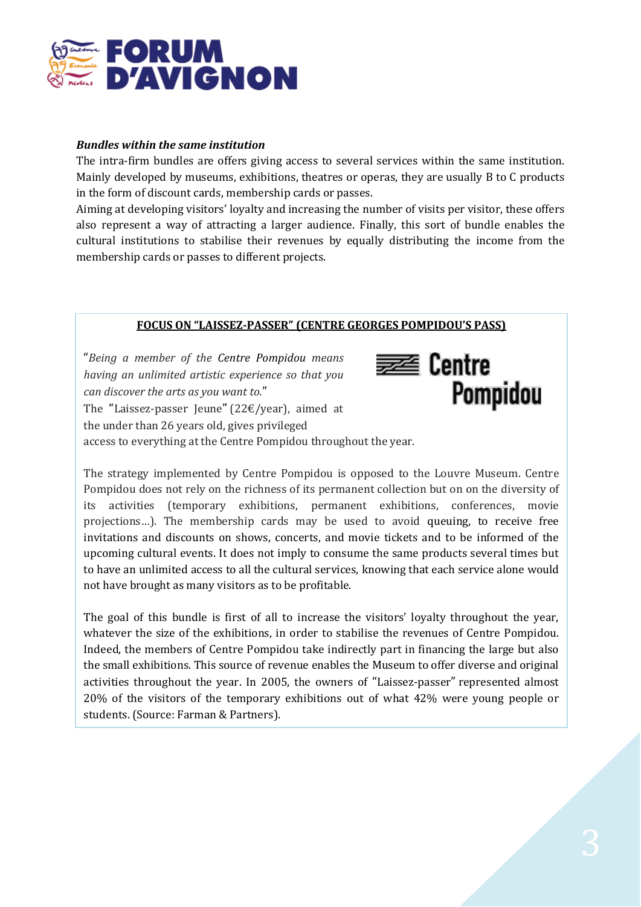***Bundles within the same institution***

The intra-firm bundles are offers giving access to several services within the same institution. Mainly developed by museums, exhibitions, theatres or operas, they are usually B to C products in the form of discount cards, membership cards or passes.

Aiming at developing visitors' loyalty and increasing the number of visits per visitor, these offers also represent a way of attracting a larger audience. Finally, this sort of bundle enables the cultural institutions to stabilise their revenues by equally distributing the income from the membership cards or passes to different projects.

**FOCUS ON "LAISSEZ-PASSER" (CENTRE GEORGES POMPIDOU'S PASS)**

"*Being a member of the* Centre Pompidou *means having an unlimited artistic experience so that you can discover the arts as you want to.*"

The "Laissez-passer Jeune" (22€/year), aimed at the under than 26 years old, gives privileged access to everything at the Centre Pompidou throughout the year.

The strategy implemented by Centre Pompidou is opposed to the Louvre Museum. Centre Pompidou does not rely on the richness of its permanent collection but on on the diversity of its activities (temporary exhibitions, permanent exhibitions, conferences, movie projections…). The membership cards may be used to avoid queuing, to receive free invitations and discounts on shows, concerts, and movie tickets and to be informed of the upcoming cultural events. It does not imply to consume the same products several times but to have an unlimited access to all the cultural services, knowing that each service alone would not have brought as many visitors as to be profitable.

The goal of this bundle is first of all to increase the visitors' loyalty throughout the year, whatever the size of the exhibitions, in order to stabilise the revenues of Centre Pompidou. Indeed, the members of Centre Pompidou take indirectly part in financing the large but also the small exhibitions. This source of revenue enables the Museum to offer diverse and original activities throughout the year. In 2005, the owners of "Laissez-passer" represented almost 20% of the visitors of the temporary exhibitions out of what 42% were young people or students. (Source: Farman & Partners).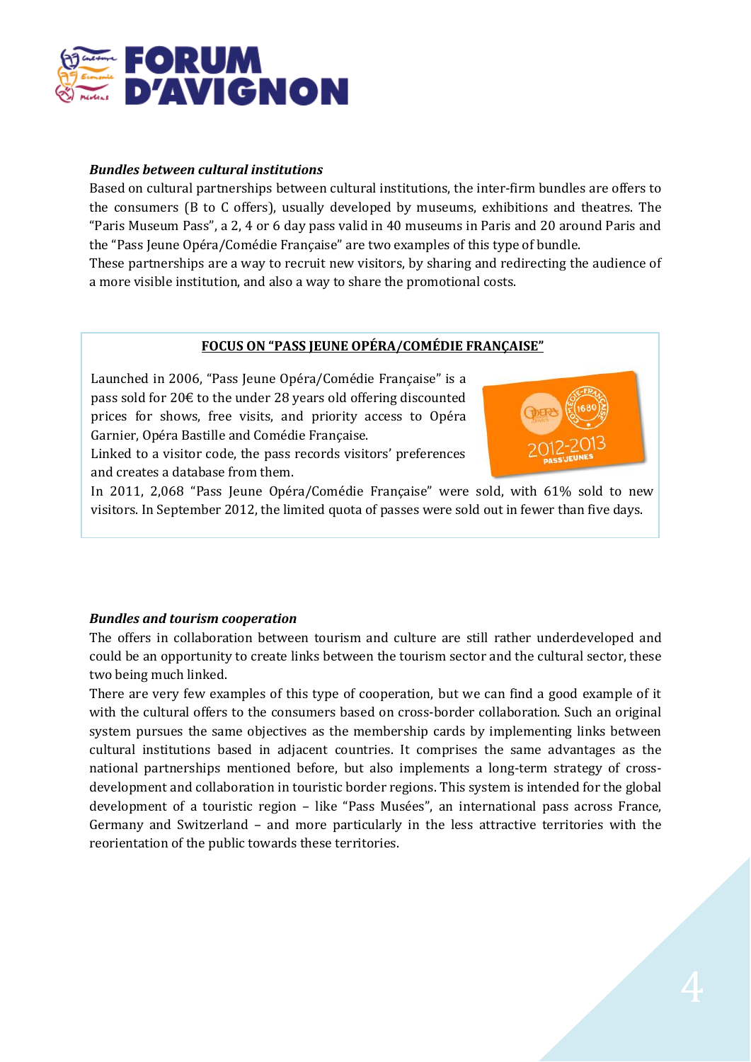***Bundles between cultural institutions***

Based on cultural partnerships between cultural institutions, the inter-firm bundles are offers to the consumers (B to C offers), usually developed by museums, exhibitions and theatres. The "Paris Museum Pass", a 2, 4 or 6 day pass valid in 40 museums in Paris and 20 around Paris and the "Pass Jeune Opéra/Comédie Française" are two examples of this type of bundle.

These partnerships are a way to recruit new visitors, by sharing and redirecting the audience of a more visible institution, and also a way to share the promotional costs.

**FOCUS ON "PASS JEUNE OPÉRA/COMÉDIE FRANÇAISE"**

Launched in 2006, "Pass Jeune Opéra/Comédie Française" is a pass sold for 20€ to the under 28 years old offering discounted prices for shows, free visits, and priority access to Opéra Garnier, Opéra Bastille and Comédie Française.

Linked to a visitor code, the pass records visitors' preferences and creates a database from them.

In 2011, 2,068 "Pass Jeune Opéra/Comédie Française" were sold, with 61% sold to new visitors. In September 2012, the limited quota of passes were sold out in fewer than five days.

***Bundles and tourism cooperation***

The offers in collaboration between tourism and culture are still rather underdeveloped and could be an opportunity to create links between the tourism sector and the cultural sector, these two being much linked.

There are very few examples of this type of cooperation, but we can find a good example of it with the cultural offers to the consumers based on cross-border collaboration. Such an original system pursues the same objectives as the membership cards by implementing links between cultural institutions based in adjacent countries. It comprises the same advantages as the national partnerships mentioned before, but also implements a long-term strategy of cross-development and collaboration in touristic border regions. This system is intended for the global development of a touristic region – like "Pass Musées", an international pass across France, Germany and Switzerland – and more particularly in the less attractive territories with the reorientation of the public towards these territories.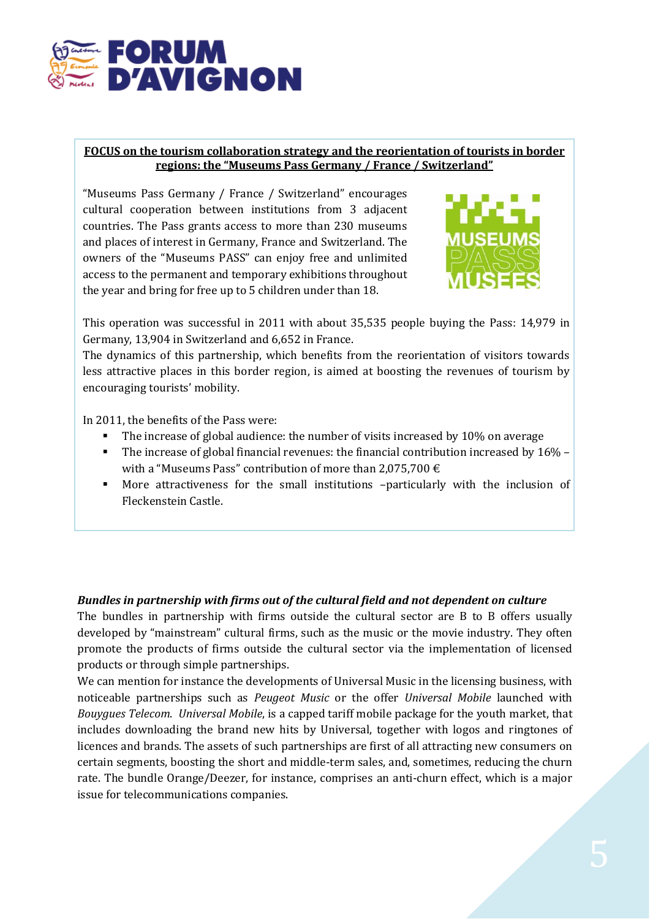**FOCUS on the tourism collaboration strategy and the reorientation of tourists in border regions: the "Museums Pass Germany / France / Switzerland"**

"Museums Pass Germany / France / Switzerland" encourages cultural cooperation between institutions from 3 adjacent countries. The Pass grants access to more than 230 museums and places of interest in Germany, France and Switzerland. The owners of the "Museums PASS" can enjoy free and unlimited access to the permanent and temporary exhibitions throughout the year and bring for free up to 5 children under than 18.

This operation was successful in 2011 with about 35,535 people buying the Pass: 14,979 in Germany, 13,904 in Switzerland and 6,652 in France.

The dynamics of this partnership, which benefits from the reorientation of visitors towards less attractive places in this border region, is aimed at boosting the revenues of tourism by encouraging tourists' mobility.

In 2011, the benefits of the Pass were:

- The increase of global audience: the number of visits increased by 10% on average
- The increase of global financial revenues: the financial contribution increased by 16% – with a "Museums Pass" contribution of more than 2,075,700 €
- More attractiveness for the small institutions –particularly with the inclusion of Fleckenstein Castle.

***Bundles in partnership with firms out of the cultural field and not dependent on culture***

The bundles in partnership with firms outside the cultural sector are B to B offers usually developed by "mainstream" cultural firms, such as the music or the movie industry. They often promote the products of firms outside the cultural sector via the implementation of licensed products or through simple partnerships.

We can mention for instance the developments of Universal Music in the licensing business, with noticeable partnerships such as *Peugeot Music* or the offer *Universal Mobile* launched with *Bouygues Telecom*. *Universal Mobile*, is a capped tariff mobile package for the youth market, that includes downloading the brand new hits by Universal, together with logos and ringtones of licences and brands. The assets of such partnerships are first of all attracting new consumers on certain segments, boosting the short and middle-term sales, and, sometimes, reducing the churn rate. The bundle Orange/Deezer, for instance, comprises an anti-churn effect, which is a major issue for telecommunications companies.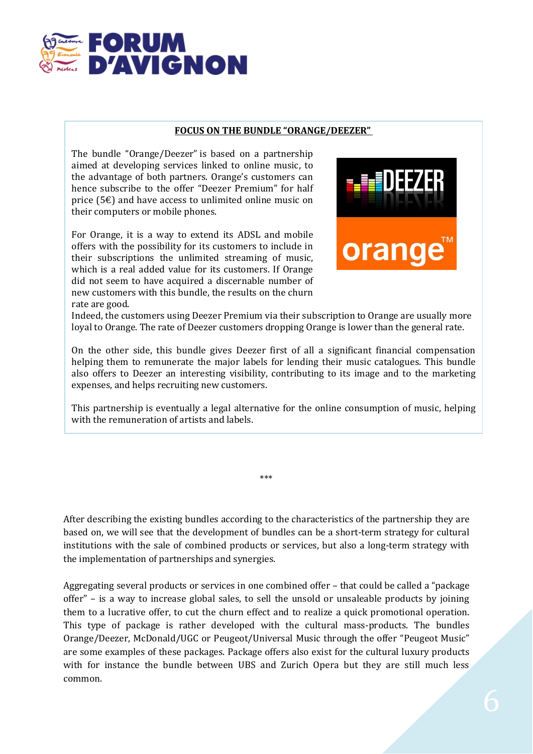**FOCUS ON THE BUNDLE "ORANGE/DEEZER"**

The bundle "Orange/Deezer" is based on a partnership aimed at developing services linked to online music, to the advantage of both partners. Orange's customers can hence subscribe to the offer "Deezer Premium" for half price (5€) and have access to unlimited online music on their computers or mobile phones.

For Orange, it is a way to extend its ADSL and mobile offers with the possibility for its customers to include in their subscriptions the unlimited streaming of music, which is a real added value for its customers. If Orange did not seem to have acquired a discernable number of new customers with this bundle, the results on the churn rate are good.

Indeed, the customers using Deezer Premium via their subscription to Orange are usually more loyal to Orange. The rate of Deezer customers dropping Orange is lower than the general rate.

On the other side, this bundle gives Deezer first of all a significant financial compensation helping them to remunerate the major labels for lending their music catalogues. This bundle also offers to Deezer an interesting visibility, contributing to its image and to the marketing expenses, and helps recruiting new customers.

This partnership is eventually a legal alternative for the online consumption of music, helping with the remuneration of artists and labels.

\*\*\*

After describing the existing bundles according to the characteristics of the partnership they are based on, we will see that the development of bundles can be a short-term strategy for cultural institutions with the sale of combined products or services, but also a long-term strategy with the implementation of partnerships and synergies.

Aggregating several products or services in one combined offer – that could be called a "package offer" – is a way to increase global sales, to sell the unsold or unsaleable products by joining them to a lucrative offer, to cut the churn effect and to realize a quick promotional operation. This type of package is rather developed with the cultural mass-products. The bundles Orange/Deezer, McDonald/UGC or Peugeot/Universal Music through the offer "Peugeot Music" are some examples of these packages. Package offers also exist for the cultural luxury products with for instance the bundle between UBS and Zurich Opera but they are still much less common.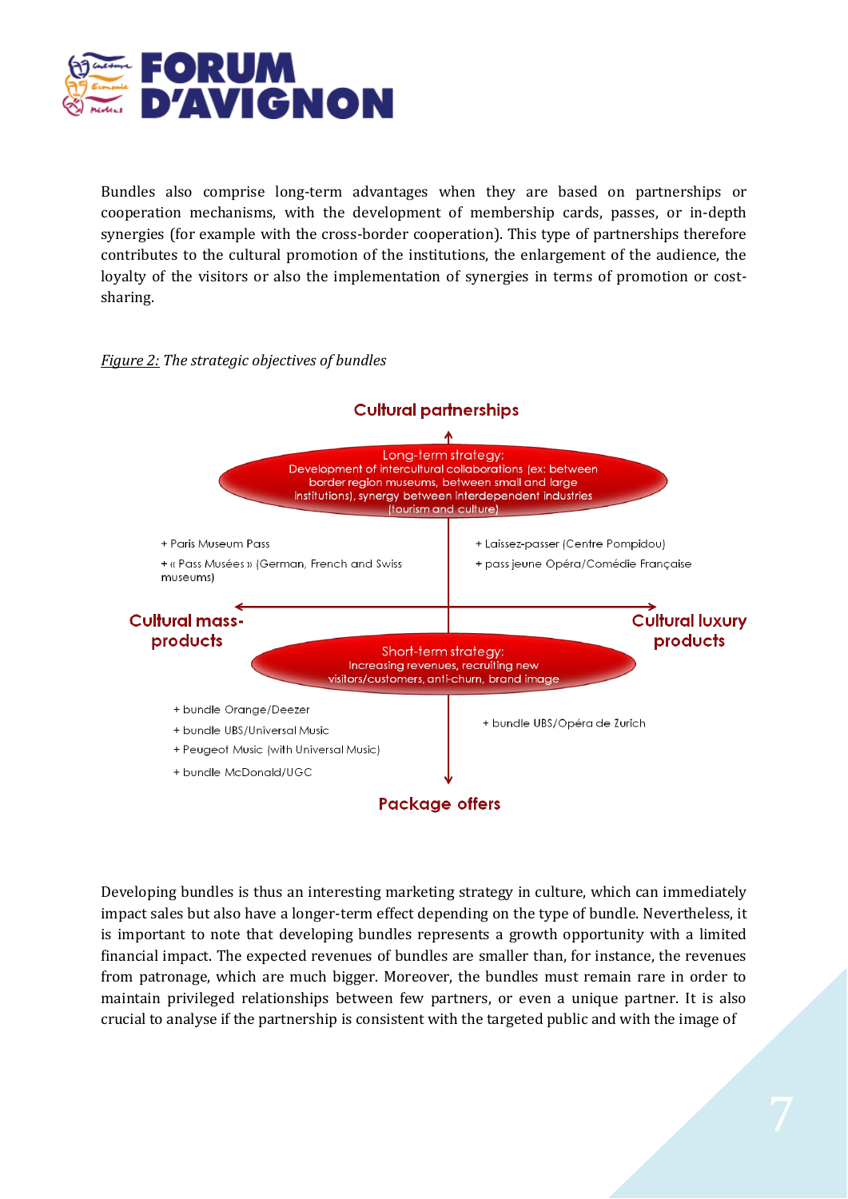Bundles also comprise long-term advantages when they are based on partnerships or cooperation mechanisms, with the development of membership cards, passes, or in-depth synergies (for example with the cross-border cooperation). This type of partnerships therefore contributes to the cultural promotion of the institutions, the enlargement of the audience, the loyalty of the visitors or also the implementation of synergies in terms of promotion or cost-sharing.

*Figure 2: The strategic objectives of bundles*

**Cultural partnerships**

Long-term strategy:
Development of intercultural collaborations (ex: between border region museums, between small and large institutions), synergy between interdependent industries (tourism and culture)

+ Paris Museum Pass
+ « Pass Musées » (German, French and Swiss museums)

+ Laissez-passer (Centre Pompidou)
+ pass jeune Opéra/Comédie Française

**Cultural mass-products**

**Cultural luxury products**

Short-term strategy:
Increasing revenues, recruiting new visitors/customers, anti-churn, brand image

+ bundle Orange/Deezer
+ bundle UBS/Universal Music
+ Peugeot Music (with Universal Music)
+ bundle McDonald/UGC

+ bundle UBS/Opéra de Zurich

**Package offers**

Developing bundles is thus an interesting marketing strategy in culture, which can immediately impact sales but also have a longer-term effect depending on the type of bundle. Nevertheless, it is important to note that developing bundles represents a growth opportunity with a limited financial impact. The expected revenues of bundles are smaller than, for instance, the revenues from patronage, which are much bigger. Moreover, the bundles must remain rare in order to maintain privileged relationships between few partners, or even a unique partner. It is also crucial to analyse if the partnership is consistent with the targeted public and with the image of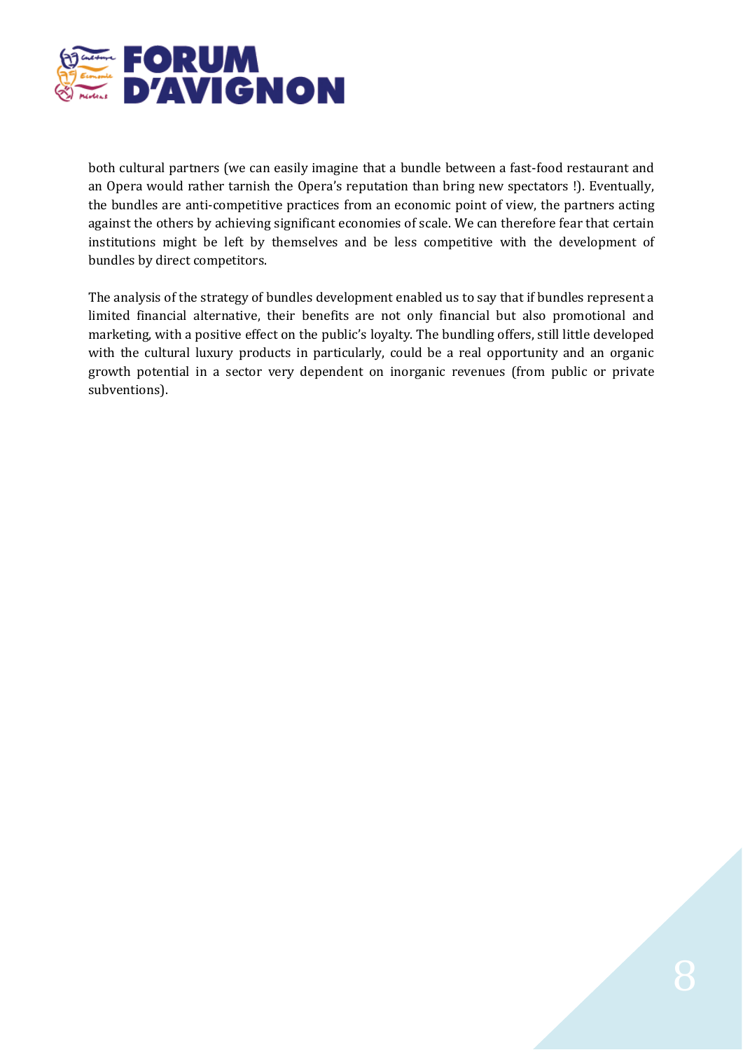both cultural partners (we can easily imagine that a bundle between a fast-food restaurant and an Opera would rather tarnish the Opera's reputation than bring new spectators !). Eventually, the bundles are anti-competitive practices from an economic point of view, the partners acting against the others by achieving significant economies of scale. We can therefore fear that certain institutions might be left by themselves and be less competitive with the development of bundles by direct competitors.

The analysis of the strategy of bundles development enabled us to say that if bundles represent a limited financial alternative, their benefits are not only financial but also promotional and marketing, with a positive effect on the public's loyalty. The bundling offers, still little developed with the cultural luxury products in particularly, could be a real opportunity and an organic growth potential in a sector very dependent on inorganic revenues (from public or private subventions).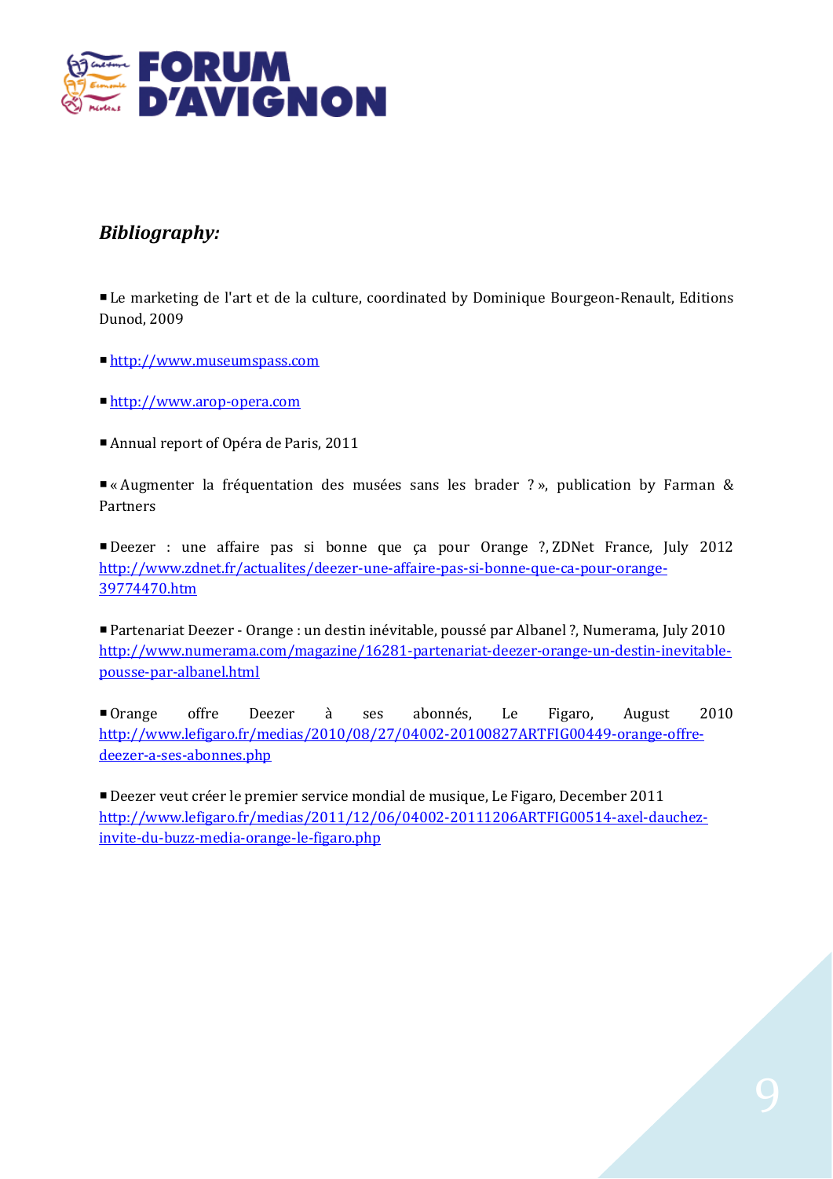## *Bibliography:*

- Le marketing de l'art et de la culture, coordinated by Dominique Bourgeon-Renault, Editions Dunod, 2009
- http://www.museumspass.com
- http://www.arop-opera.com
- Annual report of Opéra de Paris, 2011
- « Augmenter la fréquentation des musées sans les brader ? », publication by Farman & Partners
- Deezer : une affaire pas si bonne que ça pour Orange ?, ZDNet France, July 2012 http://www.zdnet.fr/actualites/deezer-une-affaire-pas-si-bonne-que-ca-pour-orange-39774470.htm
- Partenariat Deezer - Orange : un destin inévitable, poussé par Albanel ?, Numerama, July 2010 http://www.numerama.com/magazine/16281-partenariat-deezer-orange-un-destin-inevitable-pousse-par-albanel.html
- Orange offre Deezer à ses abonnés, Le Figaro, August 2010 http://www.lefigaro.fr/medias/2010/08/27/04002-20100827ARTFIG00449-orange-offre-deezer-a-ses-abonnes.php
- Deezer veut créer le premier service mondial de musique, Le Figaro, December 2011 http://www.lefigaro.fr/medias/2011/12/06/04002-20111206ARTFIG00514-axel-dauchez-invite-du-buzz-media-orange-le-figaro.php